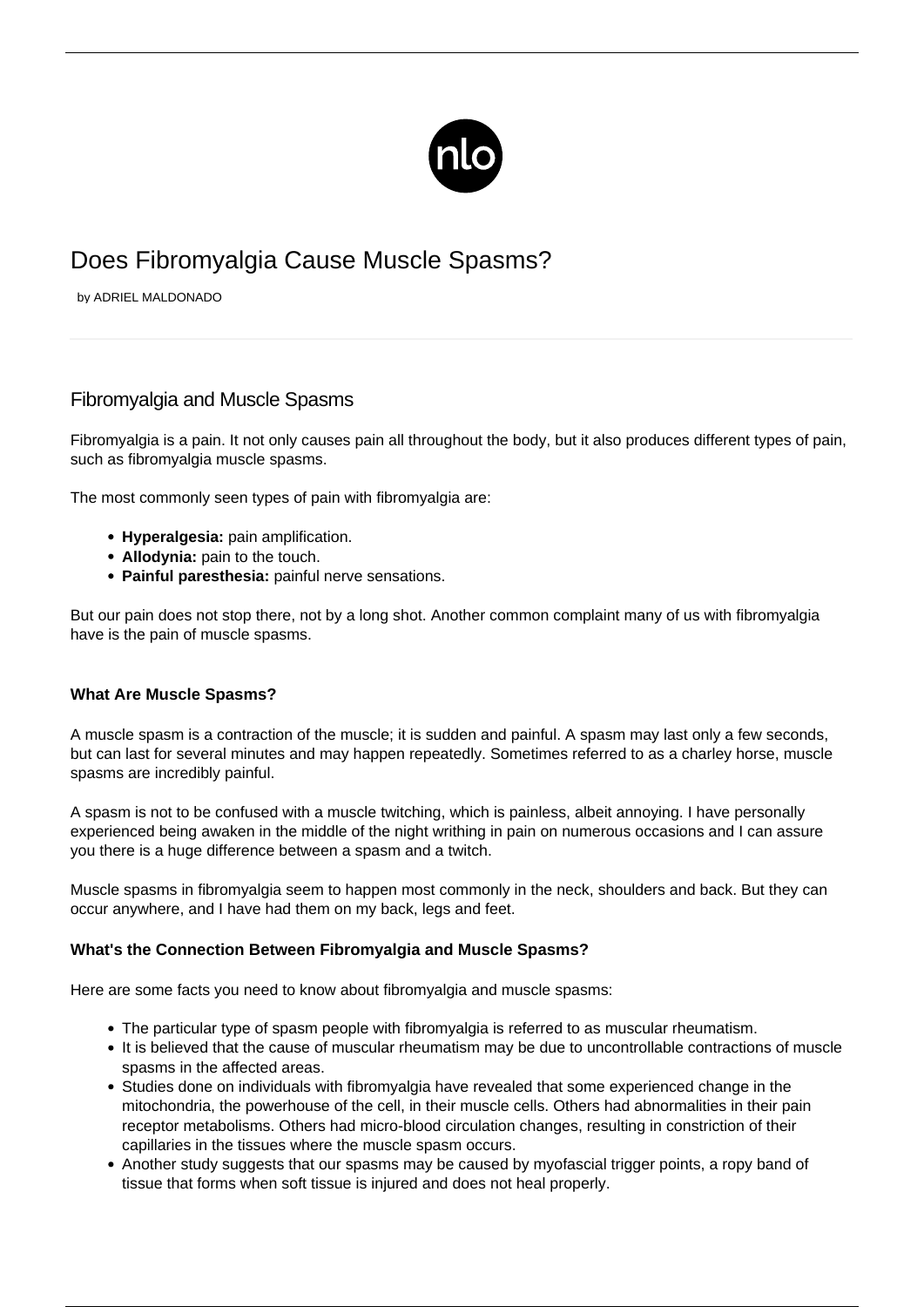# Does Fibromyalgia Cause Muscle Spasms?

by ADRIEL MALDONADO

## Fibromyalgia and Muscle Spasms

Fibromyalgia is a pain. It not only causes pain all throughout the body, but it also produces different types of pain, such as fibromyalgia muscle spasms.

The most commonly seen types of pain with fibromyalgia are:

- **Hyperalgesia:** pain amplification.
- **Allodynia:** pain to the touch.
- **Painful paresthesia:** painful nerve sensations.

But our pain does not stop there, not by a long shot. Another common complaint many of us with fibromyalgia have is the pain of muscle spasms.

### What Are Muscle Spasms?

A muscle spasm is a contraction of the muscle; it is sudden and painful. A spasm may last only a few seconds, but can last for several minutes and may happen repeatedly. Sometimes referred to as a charley horse, muscle spasms are incredibly painful.

A spasm is not to be confused with a muscle twitching, which is painless, albeit annoying. I have personally experienced being awaken in the middle of the night writhing in pain on numerous occasions and I can assure you there is a huge difference between a spasm and a twitch.

Muscle spasms in fibromyalgia seem to happen most commonly in the neck, shoulders and back. But they can occur anywhere, and I have had them on my back, legs and feet.

### What's the Connection Between Fibromyalgia and Muscle Spasms?

Here are some facts you need to know about fibromyalgia and muscle spasms:

- The particular type of spasm people with fibromyalgia is referred to as muscular rheumatism.
- It is believed that the cause of muscular rheumatism may be due to uncontrollable contractions of muscle spasms in the affected areas.
- Studies done on individuals with fibromyalgia have revealed that some experienced change in the mitochondria, the powerhouse of the cell, in their muscle cells. Others had abnormalities in their pain receptor metabolisms. Others had micro-blood circulation changes, resulting in constriction of their capillaries in the tissues where the muscle spasm occurs.
- Another study suggests that our spasms may be caused by myofascial trigger points, a ropy band of tissue that forms when soft tissue is injured and does not heal properly.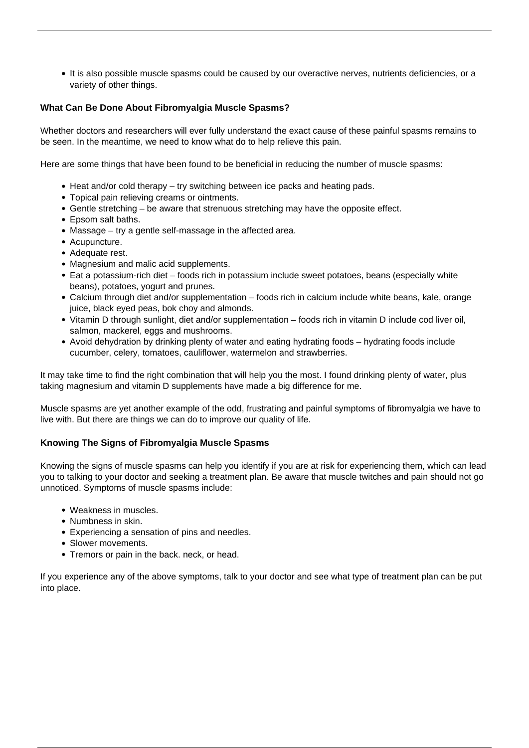- It is also possible muscle spasms could be caused by our overactive nerves, nutrients deficiencies, or a variety of other things.

**What Can Be Done About Fibromyalgia Muscle Spasms?**

Whether doctors and researchers will ever fully understand the exact cause of these painful spasms remains to be seen. In the meantime, we need to know what do to help relieve this pain.

Here are some things that have been found to be beneficial in reducing the number of muscle spasms:

- Heat and/or cold therapy – try switching between ice packs and heating pads.
- Topical pain relieving creams or ointments.
- Gentle stretching – be aware that strenuous stretching may have the opposite effect.
- Epsom salt baths.
- Massage – try a gentle self-massage in the affected area.
- Acupuncture.
- Adequate rest.
- Magnesium and malic acid supplements.
- Eat a potassium-rich diet – foods rich in potassium include sweet potatoes, beans (especially white beans), potatoes, yogurt and prunes.
- Calcium through diet and/or supplementation – foods rich in calcium include white beans, kale, orange juice, black eyed peas, bok choy and almonds.
- Vitamin D through sunlight, diet and/or supplementation – foods rich in vitamin D include cod liver oil, salmon, mackerel, eggs and mushrooms.
- Avoid dehydration by drinking plenty of water and eating hydrating foods – hydrating foods include cucumber, celery, tomatoes, cauliflower, watermelon and strawberries.

It may take time to find the right combination that will help you the most. I found drinking plenty of water, plus taking magnesium and vitamin D supplements have made a big difference for me.

Muscle spasms are yet another example of the odd, frustrating and painful symptoms of fibromyalgia we have to live with. But there are things we can do to improve our quality of life.

**Knowing The Signs of Fibromyalgia Muscle Spasms**

Knowing the signs of muscle spasms can help you identify if you are at risk for experiencing them, which can lead you to talking to your doctor and seeking a treatment plan. Be aware that muscle twitches and pain should not go unnoticed. Symptoms of muscle spasms include:

- Weakness in muscles.
- Numbness in skin.
- Experiencing a sensation of pins and needles.
- Slower movements.
- Tremors or pain in the back. neck, or head.

If you experience any of the above symptoms, talk to your doctor and see what type of treatment plan can be put into place.